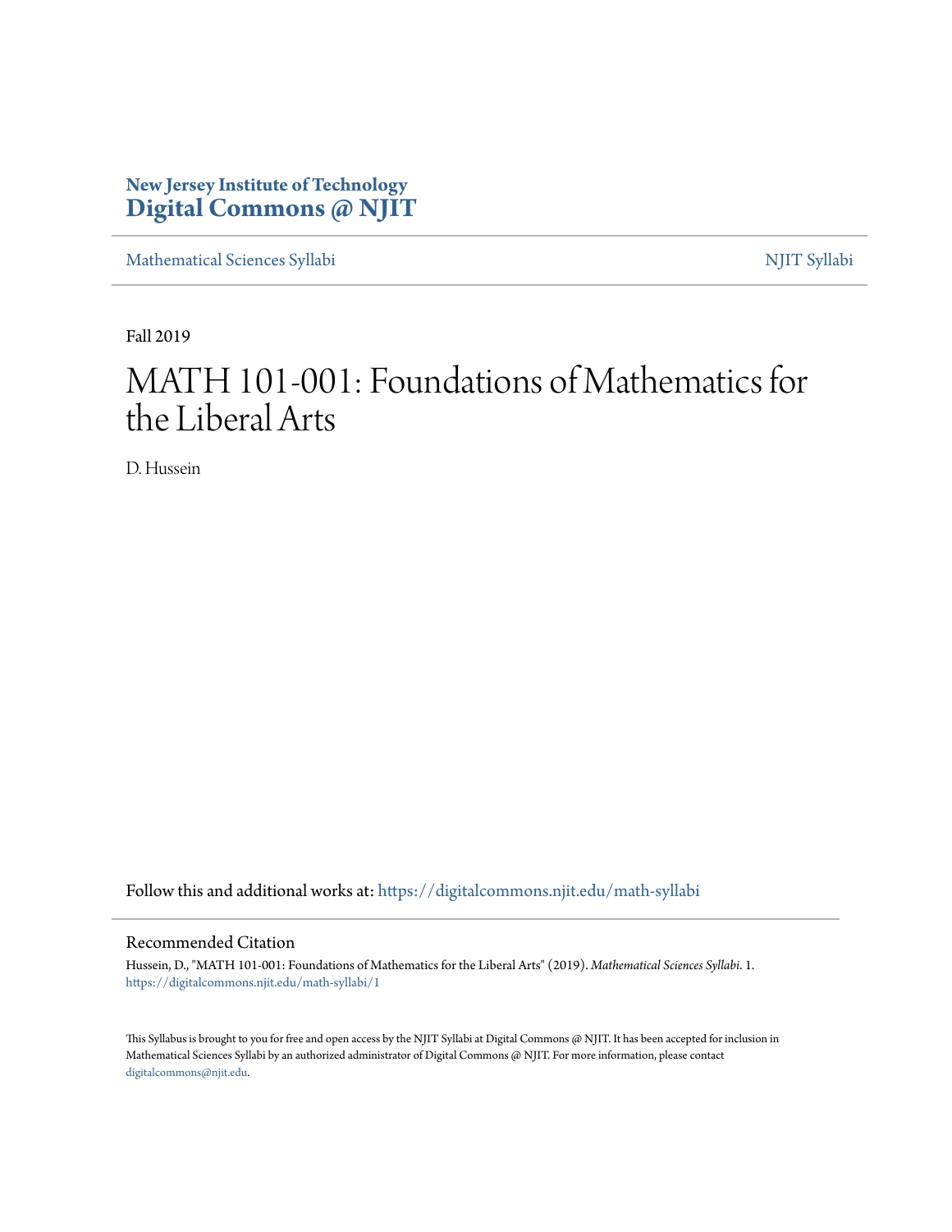New Jersey Institute of Technology
**Digital Commons @ NJIT**

Mathematical Sciences Syllabi | NJIT Syllabi

Fall 2019

# MATH 101-001: Foundations of Mathematics for the Liberal Arts

D. Hussein

Follow this and additional works at: https://digitalcommons.njit.edu/math-syllabi

## Recommended Citation

Hussein, D., "MATH 101-001: Foundations of Mathematics for the Liberal Arts" (2019). *Mathematical Sciences Syllabi*. 1.
https://digitalcommons.njit.edu/math-syllabi/1

This Syllabus is brought to you for free and open access by the NJIT Syllabi at Digital Commons @ NJIT. It has been accepted for inclusion in Mathematical Sciences Syllabi by an authorized administrator of Digital Commons @ NJIT. For more information, please contact digitalcommons@njit.edu.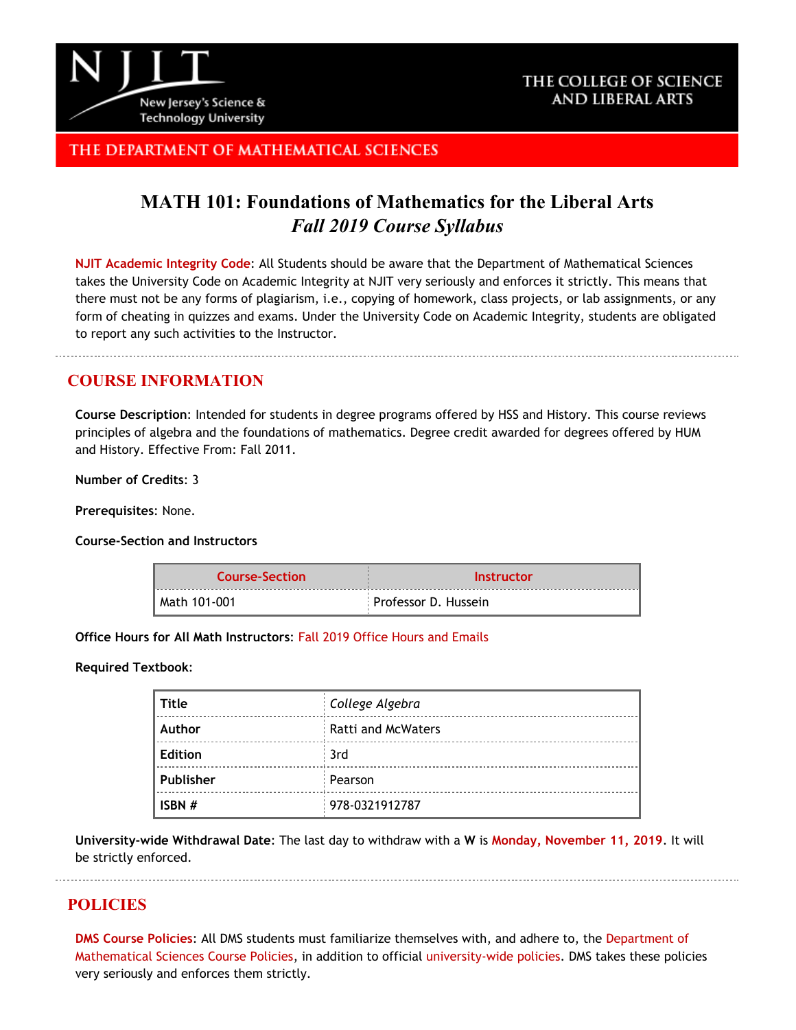# MATH 101: Foundations of Mathematics for the Liberal Arts
### *Fall 2019 Course Syllabus*

**NJIT Academic Integrity Code**: All Students should be aware that the Department of Mathematical Sciences takes the University Code on Academic Integrity at NJIT very seriously and enforces it strictly. This means that there must not be any forms of plagiarism, i.e., copying of homework, class projects, or lab assignments, or any form of cheating in quizzes and exams. Under the University Code on Academic Integrity, students are obligated to report any such activities to the Instructor.

## COURSE INFORMATION

**Course Description**: Intended for students in degree programs offered by HSS and History. This course reviews principles of algebra and the foundations of mathematics. Degree credit awarded for degrees offered by HUM and History. Effective From: Fall 2011.

**Number of Credits**: 3

**Prerequisites**: None.

**Course-Section and Instructors**

| Course-Section | Instructor |
|---|---|
| Math 101-001 | Professor D. Hussein |

**Office Hours for All Math Instructors**: Fall 2019 Office Hours and Emails

**Required Textbook**:

| | |
|---|---|
| **Title** | *College Algebra* |
| **Author** | Ratti and McWaters |
| **Edition** | 3rd |
| **Publisher** | Pearson |
| **ISBN #** | 978-0321912787 |

**University-wide Withdrawal Date**: The last day to withdraw with a **W** is **Monday, November 11, 2019**. It will be strictly enforced.

## POLICIES

**DMS Course Policies**: All DMS students must familiarize themselves with, and adhere to, the Department of Mathematical Sciences Course Policies, in addition to official university-wide policies. DMS takes these policies very seriously and enforces them strictly.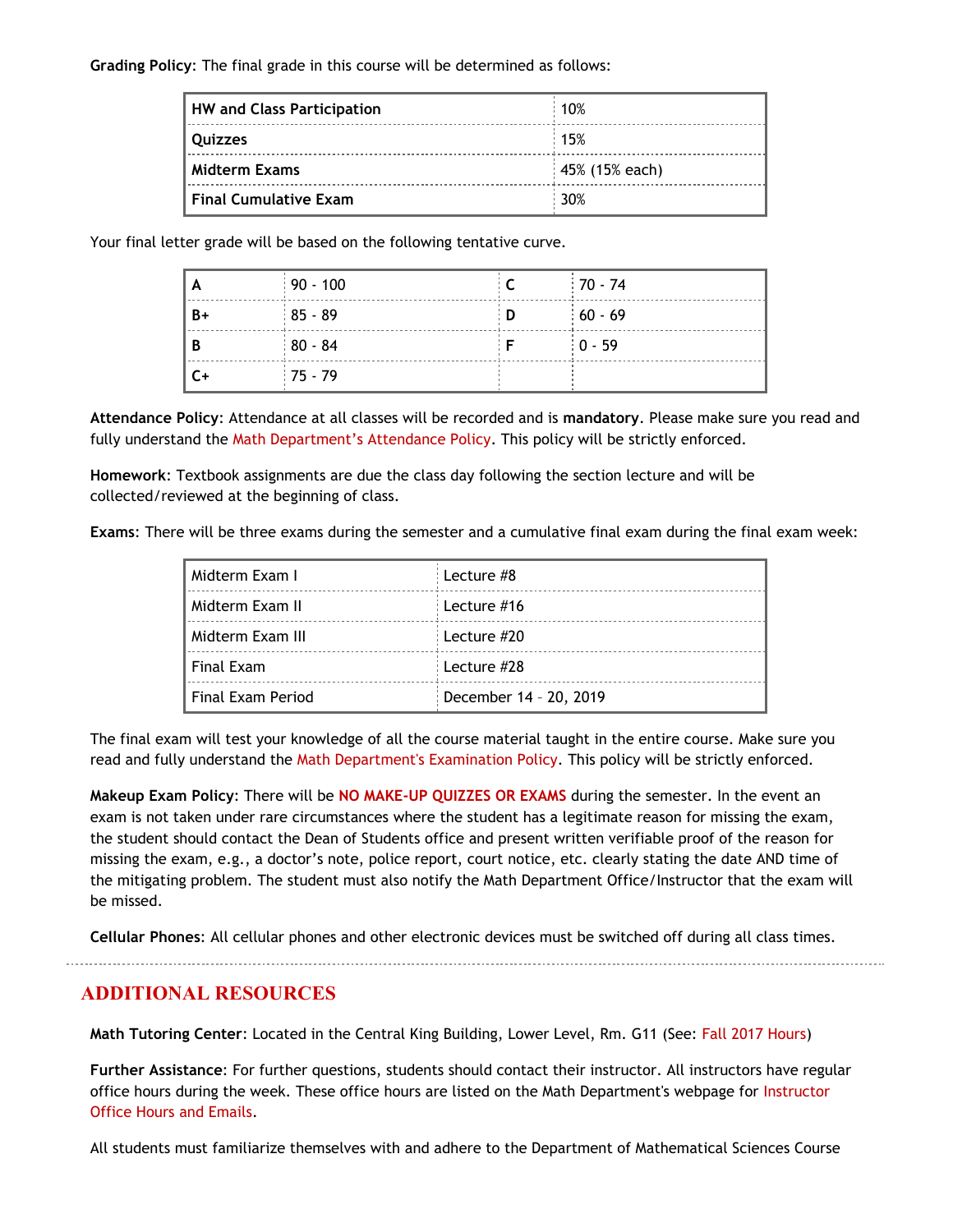**Grading Policy**: The final grade in this course will be determined as follows:

| | |
|---|---|
| **HW and Class Participation** | 10% |
| **Quizzes** | 15% |
| **Midterm Exams** | 45% (15% each) |
| **Final Cumulative Exam** | 30% |

Your final letter grade will be based on the following tentative curve.

| | | | |
|---|---|---|---|
| **A** | 90 - 100 | **C** | 70 - 74 |
| **B+** | 85 - 89 | **D** | 60 - 69 |
| **B** | 80 - 84 | **F** | 0 - 59 |
| **C+** | 75 - 79 | | |

**Attendance Policy**: Attendance at all classes will be recorded and is **mandatory**. Please make sure you read and fully understand the Math Department's Attendance Policy. This policy will be strictly enforced.

**Homework**: Textbook assignments are due the class day following the section lecture and will be collected/reviewed at the beginning of class.

**Exams**: There will be three exams during the semester and a cumulative final exam during the final exam week:

| | |
|---|---|
| Midterm Exam I | Lecture #8 |
| Midterm Exam II | Lecture #16 |
| Midterm Exam III | Lecture #20 |
| Final Exam | Lecture #28 |
| Final Exam Period | December 14 – 20, 2019 |

The final exam will test your knowledge of all the course material taught in the entire course. Make sure you read and fully understand the Math Department's Examination Policy. This policy will be strictly enforced.

**Makeup Exam Policy**: There will be **NO MAKE-UP QUIZZES OR EXAMS** during the semester. In the event an exam is not taken under rare circumstances where the student has a legitimate reason for missing the exam, the student should contact the Dean of Students office and present written verifiable proof of the reason for missing the exam, e.g., a doctor's note, police report, court notice, etc. clearly stating the date AND time of the mitigating problem. The student must also notify the Math Department Office/Instructor that the exam will be missed.

**Cellular Phones**: All cellular phones and other electronic devices must be switched off during all class times.

---

## ADDITIONAL RESOURCES

**Math Tutoring Center**: Located in the Central King Building, Lower Level, Rm. G11 (See: Fall 2017 Hours)

**Further Assistance**: For further questions, students should contact their instructor. All instructors have regular office hours during the week. These office hours are listed on the Math Department's webpage for Instructor Office Hours and Emails.

All students must familiarize themselves with and adhere to the Department of Mathematical Sciences Course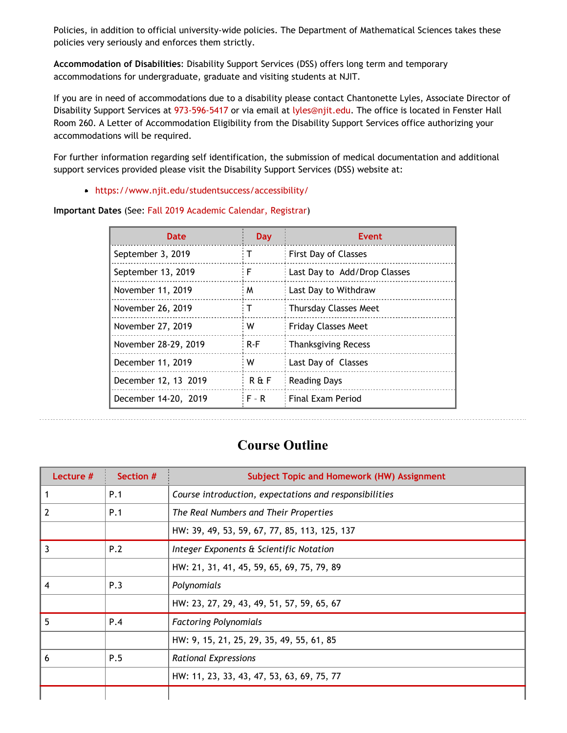Policies, in addition to official university-wide policies. The Department of Mathematical Sciences takes these policies very seriously and enforces them strictly.

**Accommodation of Disabilities**: Disability Support Services (DSS) offers long term and temporary accommodations for undergraduate, graduate and visiting students at NJIT.

If you are in need of accommodations due to a disability please contact Chantonette Lyles, Associate Director of Disability Support Services at 973-596-5417 or via email at lyles@njit.edu. The office is located in Fenster Hall Room 260. A Letter of Accommodation Eligibility from the Disability Support Services office authorizing your accommodations will be required.

For further information regarding self identification, the submission of medical documentation and additional support services provided please visit the Disability Support Services (DSS) website at:

- https://www.njit.edu/studentsuccess/accessibility/

**Important Dates** (See: Fall 2019 Academic Calendar, Registrar)

| Date | Day | Event |
|---|---|---|
| September 3, 2019 | T | First Day of Classes |
| September 13, 2019 | F | Last Day to Add/Drop Classes |
| November 11, 2019 | M | Last Day to Withdraw |
| November 26, 2019 | T | Thursday Classes Meet |
| November 27, 2019 | W | Friday Classes Meet |
| November 28-29, 2019 | R-F | Thanksgiving Recess |
| December 11, 2019 | W | Last Day of Classes |
| December 12, 13 2019 | R & F | Reading Days |
| December 14-20, 2019 | F - R | Final Exam Period |

# Course Outline

| Lecture # | Section # | Subject Topic and Homework (HW) Assignment |
|---|---|---|
| 1 | P.1 | *Course introduction, expectations and responsibilities* |
| 2 | P.1 | *The Real Numbers and Their Properties* |
| | | HW: 39, 49, 53, 59, 67, 77, 85, 113, 125, 137 |
| 3 | P.2 | *Integer Exponents & Scientific Notation* |
| | | HW: 21, 31, 41, 45, 59, 65, 69, 75, 79, 89 |
| 4 | P.3 | *Polynomials* |
| | | HW: 23, 27, 29, 43, 49, 51, 57, 59, 65, 67 |
| 5 | P.4 | *Factoring Polynomials* |
| | | HW: 9, 15, 21, 25, 29, 35, 49, 55, 61, 85 |
| 6 | P.5 | *Rational Expressions* |
| | | HW: 11, 23, 33, 43, 47, 53, 63, 69, 75, 77 |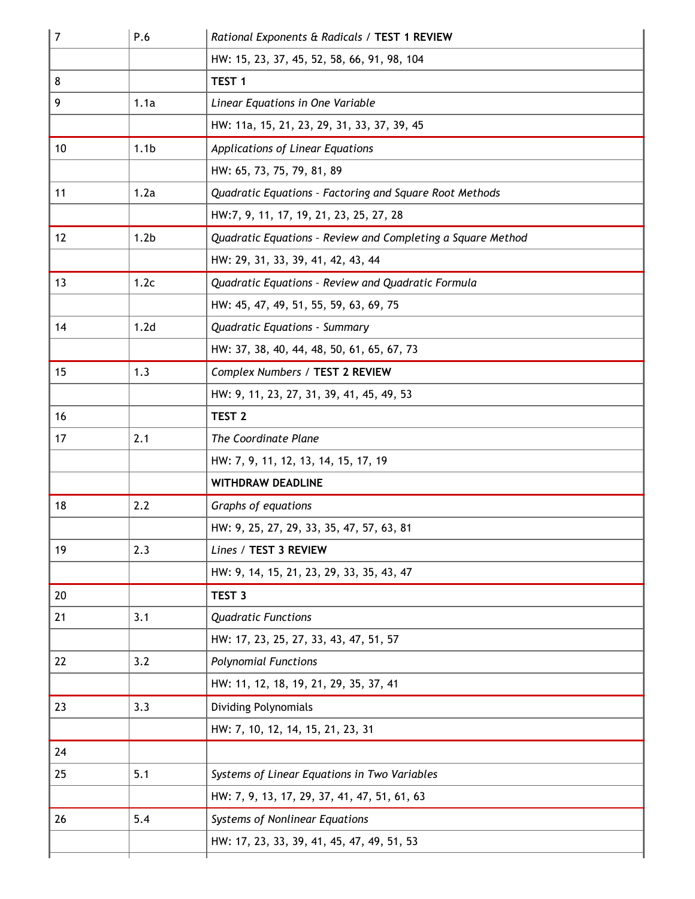| 7 | P.6 | *Rational Exponents & Radicals* / **TEST 1 REVIEW** |
|---|---|---|
| | | HW: 15, 23, 37, 45, 52, 58, 66, 91, 98, 104 |
| 8 | | **TEST 1** |
| 9 | 1.1a | *Linear Equations in One Variable* |
| | | HW: 11a, 15, 21, 23, 29, 31, 33, 37, 39, 45 |
| 10 | 1.1b | *Applications of Linear Equations* |
| | | HW: 65, 73, 75, 79, 81, 89 |
| 11 | 1.2a | *Quadratic Equations – Factoring and Square Root Methods* |
| | | HW:7, 9, 11, 17, 19, 21, 23, 25, 27, 28 |
| 12 | 1.2b | *Quadratic Equations – Review and Completing a Square Method* |
| | | HW: 29, 31, 33, 39, 41, 42, 43, 44 |
| 13 | 1.2c | *Quadratic Equations – Review and Quadratic Formula* |
| | | HW: 45, 47, 49, 51, 55, 59, 63, 69, 75 |
| 14 | 1.2d | *Quadratic Equations - Summary* |
| | | HW: 37, 38, 40, 44, 48, 50, 61, 65, 67, 73 |
| 15 | 1.3 | *Complex Numbers* / **TEST 2 REVIEW** |
| | | HW: 9, 11, 23, 27, 31, 39, 41, 45, 49, 53 |
| 16 | | **TEST 2** |
| 17 | 2.1 | *The Coordinate Plane* |
| | | HW: 7, 9, 11, 12, 13, 14, 15, 17, 19 |
| | | **WITHDRAW DEADLINE** |
| 18 | 2.2 | *Graphs of equations* |
| | | HW: 9, 25, 27, 29, 33, 35, 47, 57, 63, 81 |
| 19 | 2.3 | *Lines* / **TEST 3 REVIEW** |
| | | HW: 9, 14, 15, 21, 23, 29, 33, 35, 43, 47 |
| 20 | | **TEST 3** |
| 21 | 3.1 | *Quadratic Functions* |
| | | HW: 17, 23, 25, 27, 33, 43, 47, 51, 57 |
| 22 | 3.2 | *Polynomial Functions* |
| | | HW: 11, 12, 18, 19, 21, 29, 35, 37, 41 |
| 23 | 3.3 | Dividing Polynomials |
| | | HW: 7, 10, 12, 14, 15, 21, 23, 31 |
| 24 | | |
| 25 | 5.1 | *Systems of Linear Equations in Two Variables* |
| | | HW: 7, 9, 13, 17, 29, 37, 41, 47, 51, 61, 63 |
| 26 | 5.4 | *Systems of Nonlinear Equations* |
| | | HW: 17, 23, 33, 39, 41, 45, 47, 49, 51, 53 |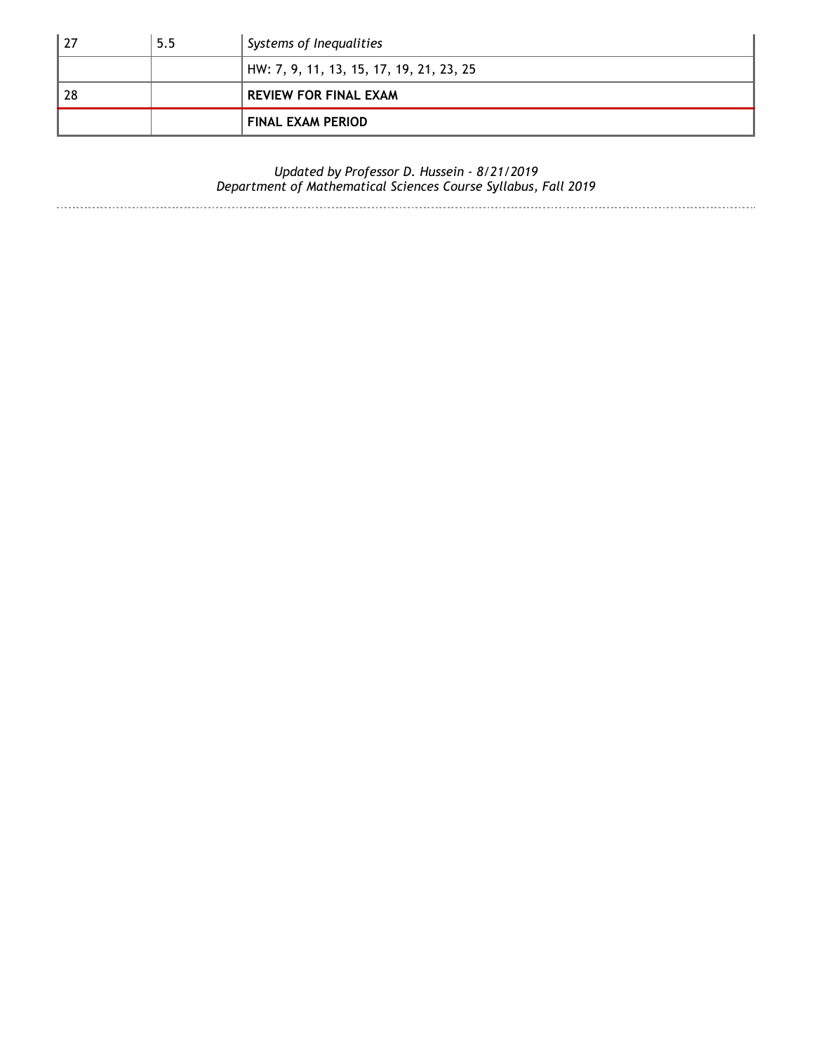| | | |
|---|---|---|
| 27 | 5.5 | *Systems of Inequalities* |
| | | HW: 7, 9, 11, 13, 15, 17, 19, 21, 23, 25 |
| 28 | | **REVIEW FOR FINAL EXAM** |
| | | **FINAL EXAM PERIOD** |

*Updated by Professor D. Hussein - 8/21/2019*
*Department of Mathematical Sciences Course Syllabus, Fall 2019*